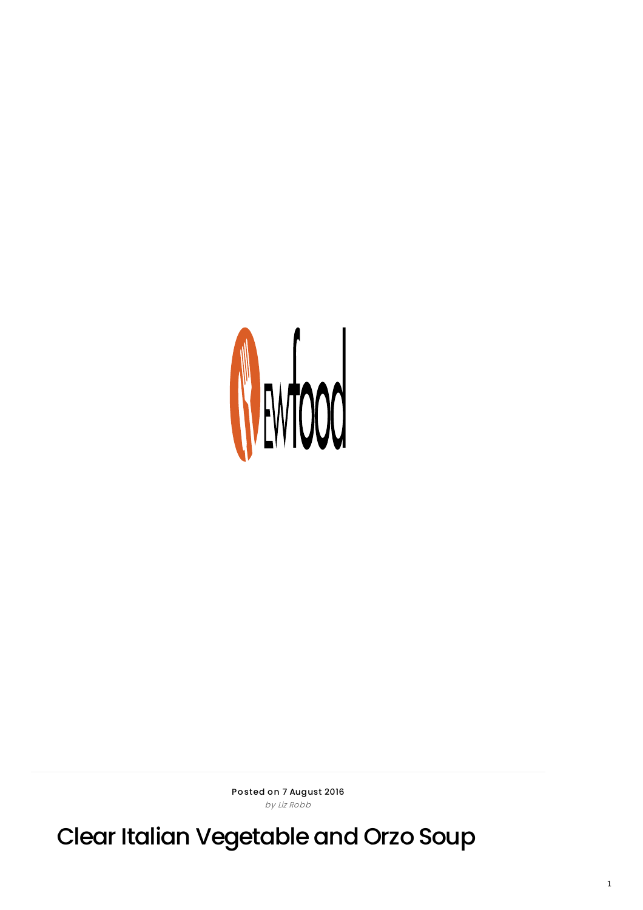Posted on 7 August 2016

*by Liz Robb*

# Clear Italian Vegetable and Orzo Soup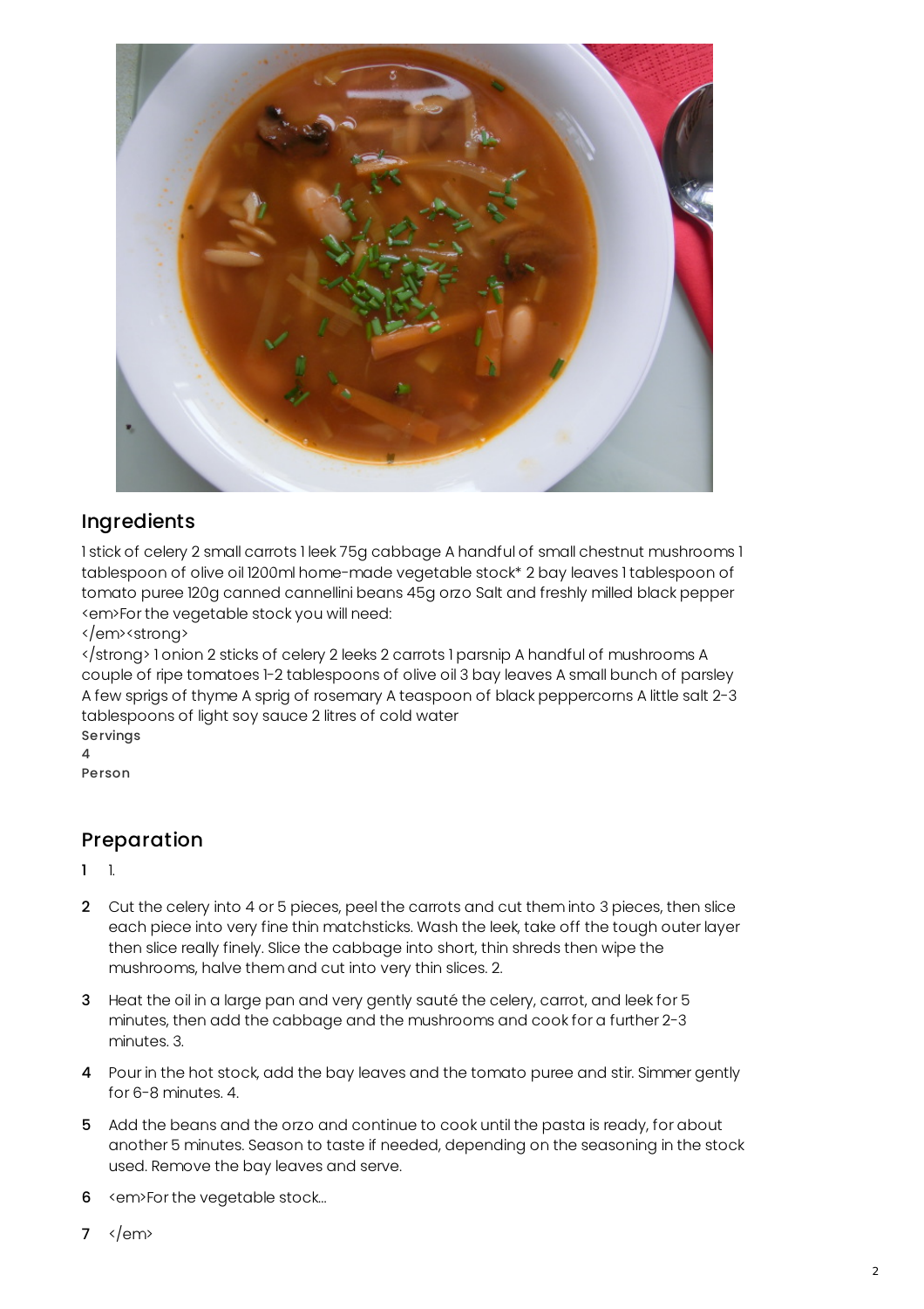## Ingredients

1 stick of celery 2 small carrots 1 leek 75g cabbage A handful of small chestnut mushrooms 1 tablespoon of olive oil 1200ml home-made vegetable stock* 2 bay leaves 1 tablespoon of tomato puree 120g canned cannellini beans 45g orzo Salt and freshly milled black pepper <em>For the vegetable stock you will need:
</em><strong>
</strong> 1 onion 2 sticks of celery 2 leeks 2 carrots 1 parsnip A handful of mushrooms A couple of ripe tomatoes 1-2 tablespoons of olive oil 3 bay leaves A small bunch of parsley A few sprigs of thyme A sprig of rosemary A teaspoon of black peppercorns A little salt 2-3 tablespoons of light soy sauce 2 litres of cold water

Servings
4
Person

## Preparation

1. 1.
2. Cut the celery into 4 or 5 pieces, peel the carrots and cut them into 3 pieces, then slice each piece into very fine thin matchsticks. Wash the leek, take off the tough outer layer then slice really finely. Slice the cabbage into short, thin shreds then wipe the mushrooms, halve them and cut into very thin slices. 2.
3. Heat the oil in a large pan and very gently sauté the celery, carrot, and leek for 5 minutes, then add the cabbage and the mushrooms and cook for a further 2-3 minutes. 3.
4. Pour in the hot stock, add the bay leaves and the tomato puree and stir. Simmer gently for 6-8 minutes. 4.
5. Add the beans and the orzo and continue to cook until the pasta is ready, for about another 5 minutes. Season to taste if needed, depending on the seasoning in the stock used. Remove the bay leaves and serve.
6. <em>For the vegetable stock...
7. </em>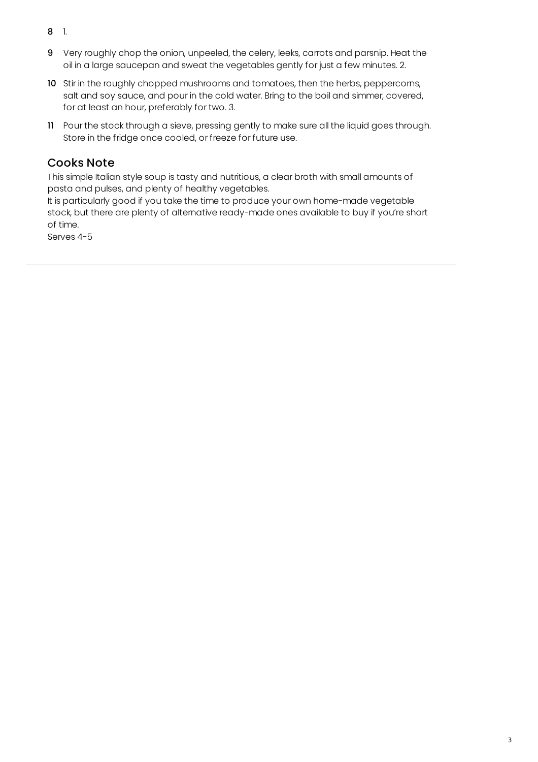8. 1.
9. Very roughly chop the onion, unpeeled, the celery, leeks, carrots and parsnip. Heat the oil in a large saucepan and sweat the vegetables gently for just a few minutes. 2.
10. Stir in the roughly chopped mushrooms and tomatoes, then the herbs, peppercorns, salt and soy sauce, and pour in the cold water. Bring to the boil and simmer, covered, for at least an hour, preferably for two. 3.
11. Pour the stock through a sieve, pressing gently to make sure all the liquid goes through. Store in the fridge once cooled, or freeze for future use.

## Cooks Note

This simple Italian style soup is tasty and nutritious, a clear broth with small amounts of pasta and pulses, and plenty of healthy vegetables.
It is particularly good if you take the time to produce your own home-made vegetable stock, but there are plenty of alternative ready-made ones available to buy if you're short of time.
Serves 4-5